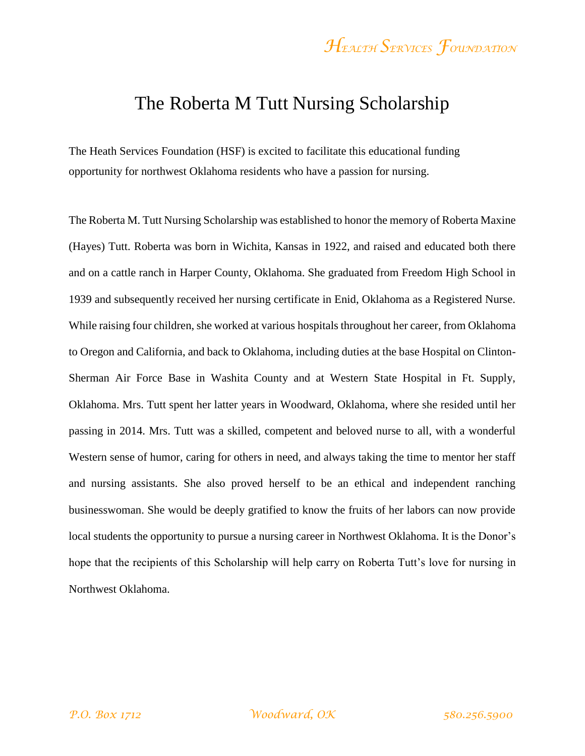# The Roberta M Tutt Nursing Scholarship

The Heath Services Foundation (HSF) is excited to facilitate this educational funding opportunity for northwest Oklahoma residents who have a passion for nursing.

The Roberta M. Tutt Nursing Scholarship was established to honor the memory of Roberta Maxine (Hayes) Tutt. Roberta was born in Wichita, Kansas in 1922, and raised and educated both there and on a cattle ranch in Harper County, Oklahoma. She graduated from Freedom High School in 1939 and subsequently received her nursing certificate in Enid, Oklahoma as a Registered Nurse. While raising four children, she worked at various hospitals throughout her career, from Oklahoma to Oregon and California, and back to Oklahoma, including duties at the base Hospital on Clinton-Sherman Air Force Base in Washita County and at Western State Hospital in Ft. Supply, Oklahoma. Mrs. Tutt spent her latter years in Woodward, Oklahoma, where she resided until her passing in 2014. Mrs. Tutt was a skilled, competent and beloved nurse to all, with a wonderful Western sense of humor, caring for others in need, and always taking the time to mentor her staff and nursing assistants. She also proved herself to be an ethical and independent ranching businesswoman. She would be deeply gratified to know the fruits of her labors can now provide local students the opportunity to pursue a nursing career in Northwest Oklahoma. It is the Donor's hope that the recipients of this Scholarship will help carry on Roberta Tutt's love for nursing in Northwest Oklahoma.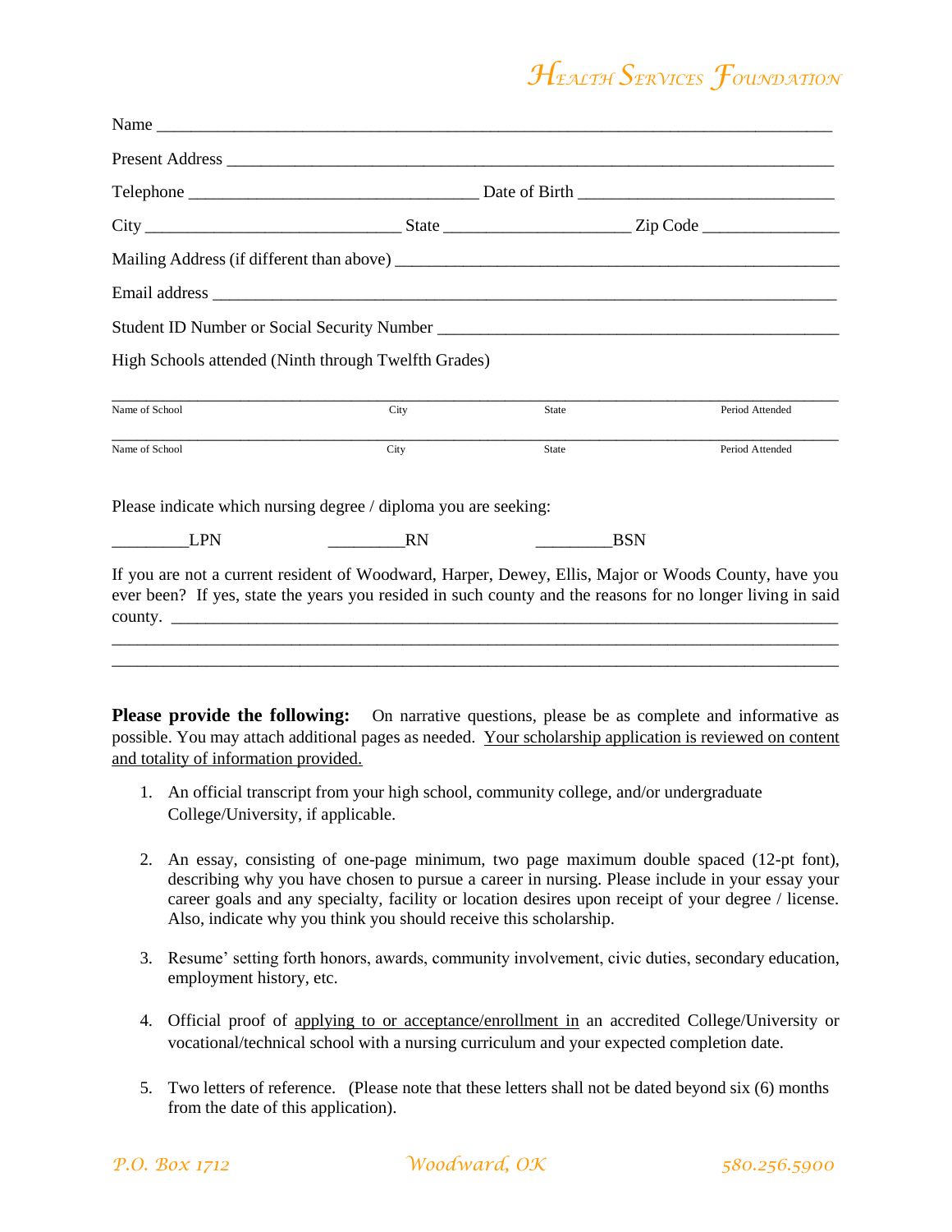# Health Services Foundation

Name ___________________________________________________________________________

Present Address _____________________________________________________________________

Telephone ________________________________ Date of Birth ____________________________

City ____________________________ State _____________________ Zip Code _______________

Mailing Address (if different than above) ___________________________________________________

Email address ______________________________________________________________________

Student ID Number or Social Security Number _____________________________________________

High Schools attended (Ninth through Twelfth Grades)

| Name of School | City | State | Period Attended |
|---|---|---|---|
| | | | |
| | | | |

Please indicate which nursing degree / diploma you are seeking:

_________LPN _________RN _________BSN

If you are not a current resident of Woodward, Harper, Dewey, Ellis, Major or Woods County, have you ever been? If yes, state the years you resided in such county and the reasons for no longer living in said county. ____________________________________________________________________________

______________________________________________________________________________________

______________________________________________________________________________________

**Please provide the following:** On narrative questions, please be as complete and informative as possible. You may attach additional pages as needed. Your scholarship application is reviewed on content and totality of information provided.

1. An official transcript from your high school, community college, and/or undergraduate College/University, if applicable.

2. An essay, consisting of one-page minimum, two page maximum double spaced (12-pt font), describing why you have chosen to pursue a career in nursing. Please include in your essay your career goals and any specialty, facility or location desires upon receipt of your degree / license. Also, indicate why you think you should receive this scholarship.

3. Resume' setting forth honors, awards, community involvement, civic duties, secondary education, employment history, etc.

4. Official proof of applying to or acceptance/enrollment in an accredited College/University or vocational/technical school with a nursing curriculum and your expected completion date.

5. Two letters of reference. (Please note that these letters shall not be dated beyond six (6) months from the date of this application).

*P.O. Box 1712* *Woodward, OK* *580.256.5900*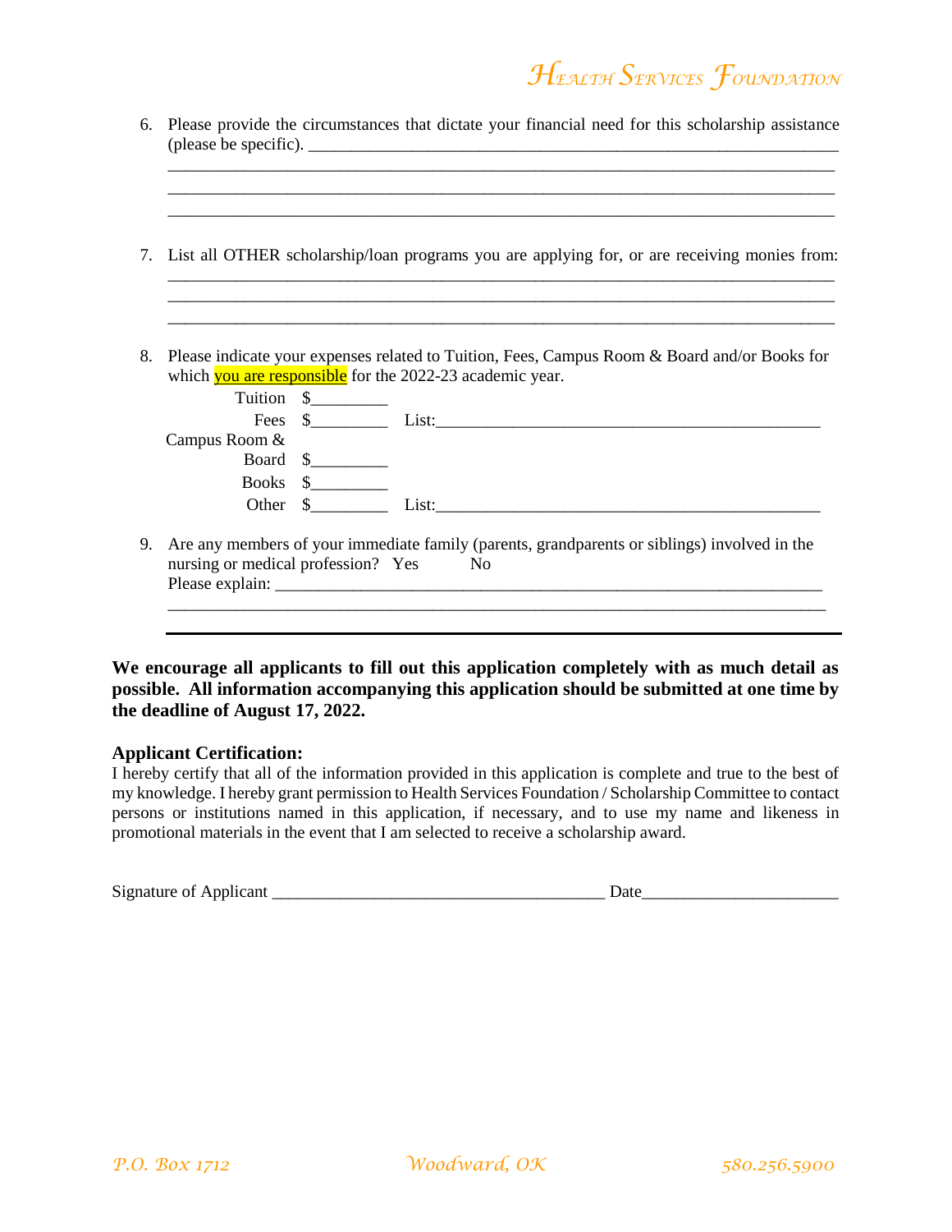6. Please provide the circumstances that dictate your financial need for this scholarship assistance (please be specific). ________________________________________________________________
________________________________________________________________________________
________________________________________________________________________________
________________________________________________________________________________

7. List all OTHER scholarship/loan programs you are applying for, or are receiving monies from:
________________________________________________________________________________
________________________________________________________________________________
________________________________________________________________________________

8. Please indicate your expenses related to Tuition, Fees, Campus Room & Board and/or Books for which you are responsible for the 2022-23 academic year.

   Tuition $_________

   Fees $_________ List:_______________________________________________

   Campus Room & Board $_________

   Books $_________

   Other $_________ List:_______________________________________________

9. Are any members of your immediate family (parents, grandparents or siblings) involved in the nursing or medical profession? Yes No
   Please explain: _______________________________________________________________
   ________________________________________________________________________________

---

**We encourage all applicants to fill out this application completely with as much detail as possible. All information accompanying this application should be submitted at one time by the deadline of August 17, 2022.**

**Applicant Certification:**
I hereby certify that all of the information provided in this application is complete and true to the best of my knowledge. I hereby grant permission to Health Services Foundation / Scholarship Committee to contact persons or institutions named in this application, if necessary, and to use my name and likeness in promotional materials in the event that I am selected to receive a scholarship award.

Signature of Applicant _______________________________________ Date______________________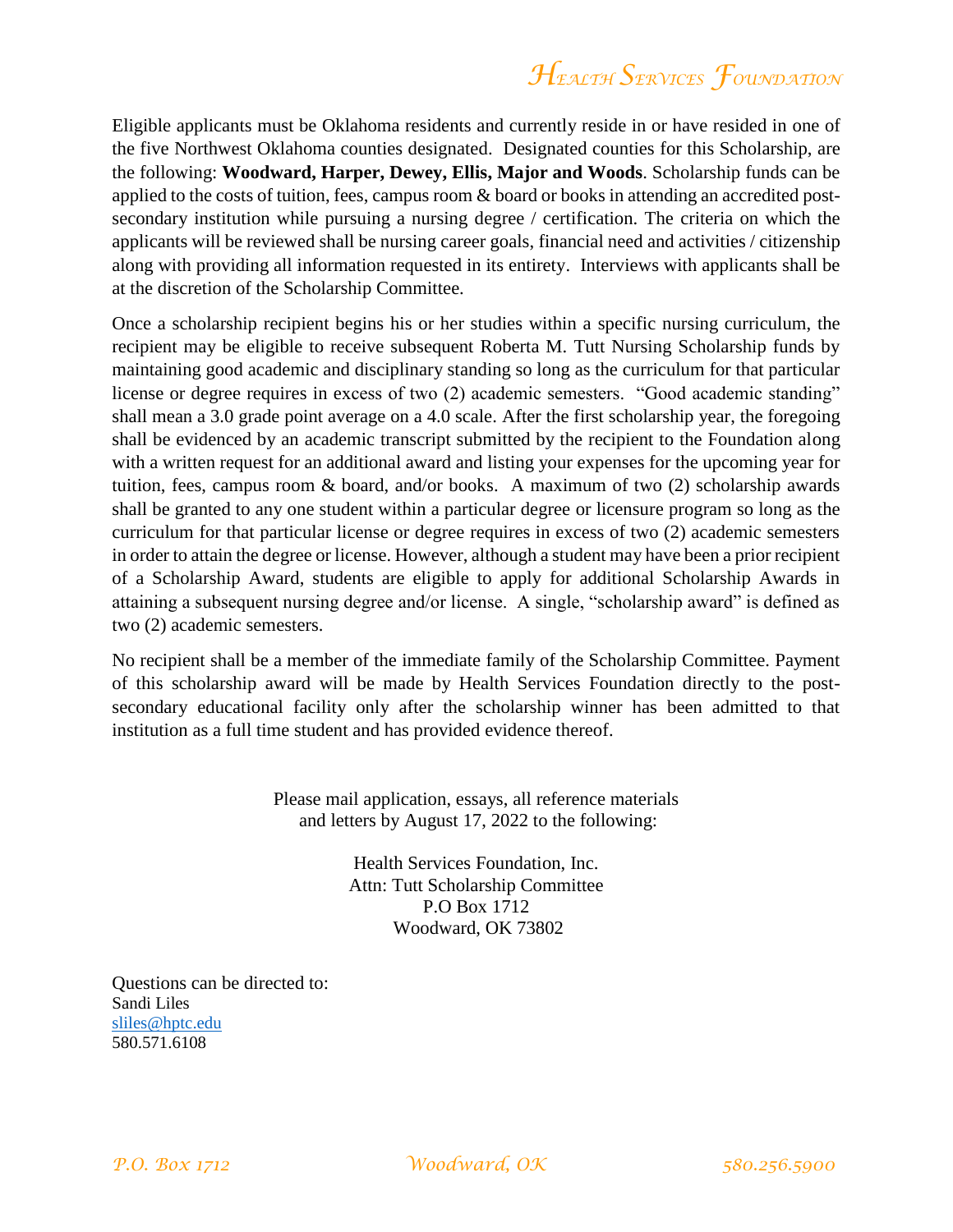Eligible applicants must be Oklahoma residents and currently reside in or have resided in one of the five Northwest Oklahoma counties designated. Designated counties for this Scholarship, are the following: **Woodward, Harper, Dewey, Ellis, Major and Woods**. Scholarship funds can be applied to the costs of tuition, fees, campus room & board or books in attending an accredited post-secondary institution while pursuing a nursing degree / certification. The criteria on which the applicants will be reviewed shall be nursing career goals, financial need and activities / citizenship along with providing all information requested in its entirety. Interviews with applicants shall be at the discretion of the Scholarship Committee.

Once a scholarship recipient begins his or her studies within a specific nursing curriculum, the recipient may be eligible to receive subsequent Roberta M. Tutt Nursing Scholarship funds by maintaining good academic and disciplinary standing so long as the curriculum for that particular license or degree requires in excess of two (2) academic semesters. "Good academic standing" shall mean a 3.0 grade point average on a 4.0 scale. After the first scholarship year, the foregoing shall be evidenced by an academic transcript submitted by the recipient to the Foundation along with a written request for an additional award and listing your expenses for the upcoming year for tuition, fees, campus room & board, and/or books. A maximum of two (2) scholarship awards shall be granted to any one student within a particular degree or licensure program so long as the curriculum for that particular license or degree requires in excess of two (2) academic semesters in order to attain the degree or license. However, although a student may have been a prior recipient of a Scholarship Award, students are eligible to apply for additional Scholarship Awards in attaining a subsequent nursing degree and/or license. A single, "scholarship award" is defined as two (2) academic semesters.

No recipient shall be a member of the immediate family of the Scholarship Committee. Payment of this scholarship award will be made by Health Services Foundation directly to the post-secondary educational facility only after the scholarship winner has been admitted to that institution as a full time student and has provided evidence thereof.

Please mail application, essays, all reference materials and letters by August 17, 2022 to the following:

Health Services Foundation, Inc.
Attn: Tutt Scholarship Committee
P.O Box 1712
Woodward, OK 73802

Questions can be directed to:
Sandi Liles
sliles@hptc.edu
580.571.6108